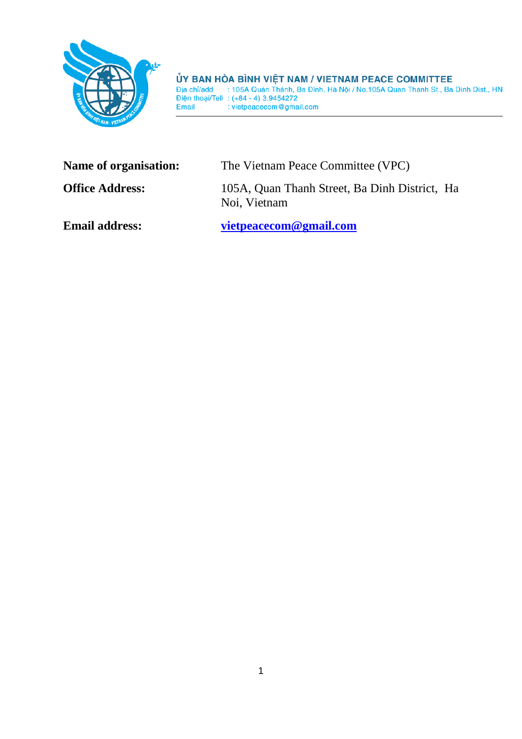**ỦY BAN HÒA BÌNH VIỆT NAM / VIETNAM PEACE COMMITTEE**
Địa chỉ/add : 105A Quán Thánh, Ba Đình, Hà Nội / No.105A Quan Thanh St., Ba Dinh Dist., HN
Điện thoại/Tell : (+84 - 4) 3.9454272
Email : vietpeacecom@gmail.com

---

**Name of organisation:** The Vietnam Peace Committee (VPC)

**Office Address:** 105A, Quan Thanh Street, Ba Dinh District, Ha Noi, Vietnam

**Email address:** **vietpeacecom@gmail.com**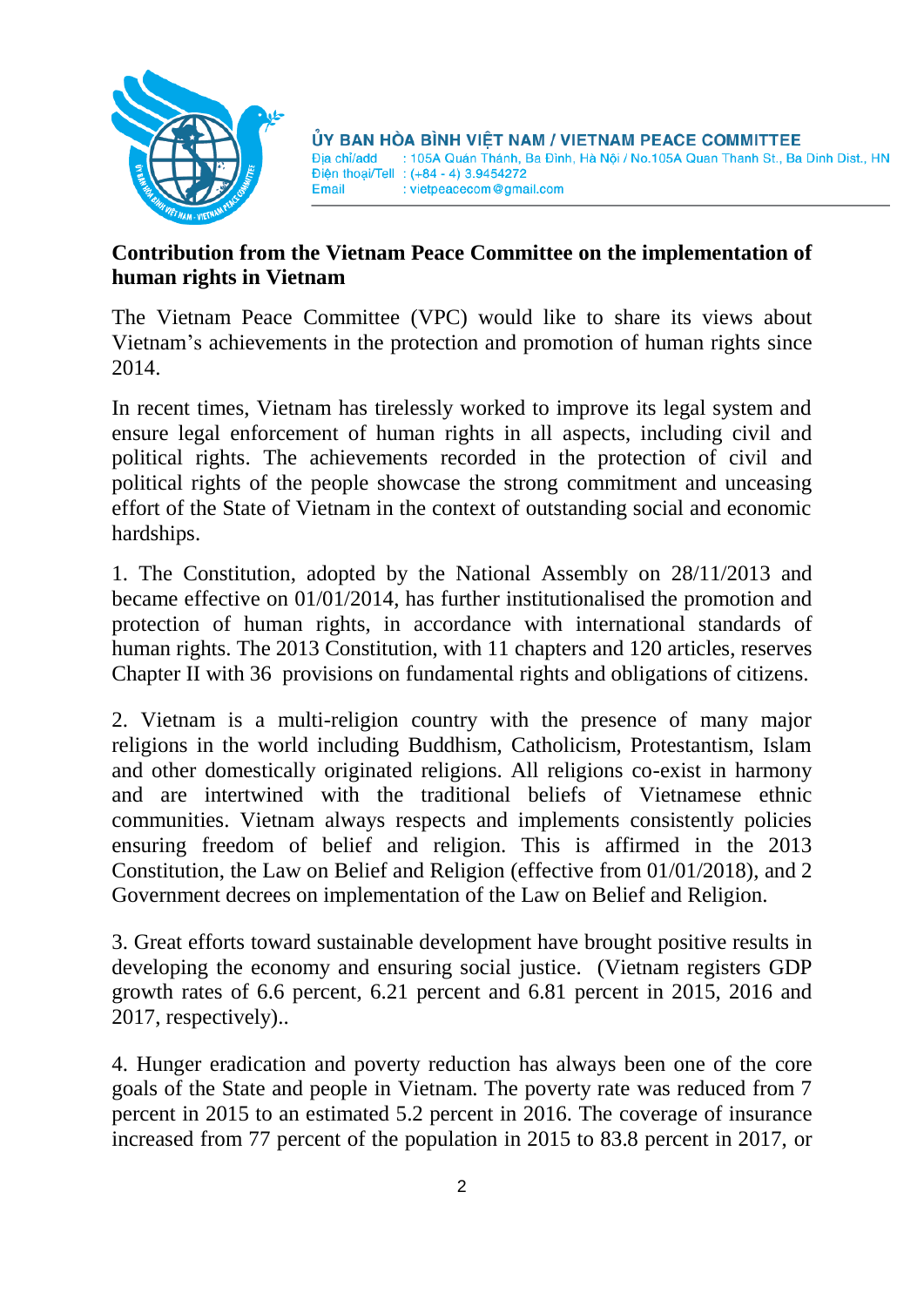ỦY BAN HÒA BÌNH VIỆT NAM / VIETNAM PEACE COMMITTEE
Địa chỉ/add : 105A Quán Thánh, Ba Đình, Hà Nội / No.105A Quan Thanh St., Ba Dinh Dist., HN
Điện thoại/Tell : (+84 - 4) 3.9454272
Email : vietpeacecom@gmail.com

**Contribution from the Vietnam Peace Committee on the implementation of human rights in Vietnam**

The Vietnam Peace Committee (VPC) would like to share its views about Vietnam's achievements in the protection and promotion of human rights since 2014.

In recent times, Vietnam has tirelessly worked to improve its legal system and ensure legal enforcement of human rights in all aspects, including civil and political rights. The achievements recorded in the protection of civil and political rights of the people showcase the strong commitment and unceasing effort of the State of Vietnam in the context of outstanding social and economic hardships.

1. The Constitution, adopted by the National Assembly on 28/11/2013 and became effective on 01/01/2014, has further institutionalised the promotion and protection of human rights, in accordance with international standards of human rights. The 2013 Constitution, with 11 chapters and 120 articles, reserves Chapter II with 36 provisions on fundamental rights and obligations of citizens.

2. Vietnam is a multi-religion country with the presence of many major religions in the world including Buddhism, Catholicism, Protestantism, Islam and other domestically originated religions. All religions co-exist in harmony and are intertwined with the traditional beliefs of Vietnamese ethnic communities. Vietnam always respects and implements consistently policies ensuring freedom of belief and religion. This is affirmed in the 2013 Constitution, the Law on Belief and Religion (effective from 01/01/2018), and 2 Government decrees on implementation of the Law on Belief and Religion.

3. Great efforts toward sustainable development have brought positive results in developing the economy and ensuring social justice. (Vietnam registers GDP growth rates of 6.6 percent, 6.21 percent and 6.81 percent in 2015, 2016 and 2017, respectively)..

4. Hunger eradication and poverty reduction has always been one of the core goals of the State and people in Vietnam. The poverty rate was reduced from 7 percent in 2015 to an estimated 5.2 percent in 2016. The coverage of insurance increased from 77 percent of the population in 2015 to 83.8 percent in 2017, or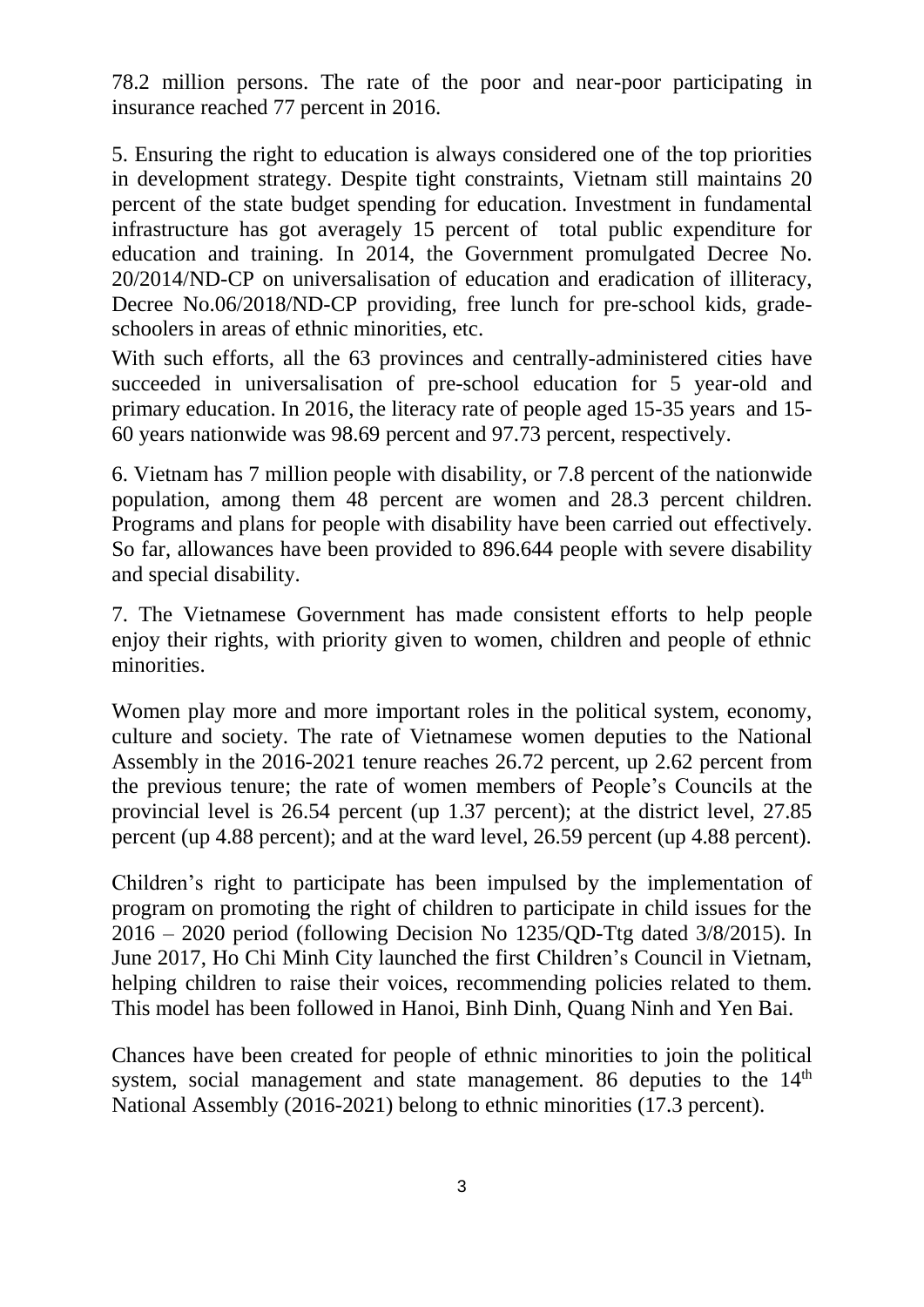78.2 million persons. The rate of the poor and near-poor participating in insurance reached 77 percent in 2016.

5. Ensuring the right to education is always considered one of the top priorities in development strategy. Despite tight constraints, Vietnam still maintains 20 percent of the state budget spending for education. Investment in fundamental infrastructure has got averagely 15 percent of total public expenditure for education and training. In 2014, the Government promulgated Decree No. 20/2014/ND-CP on universalisation of education and eradication of illiteracy, Decree No.06/2018/ND-CP providing, free lunch for pre-school kids, grade-schoolers in areas of ethnic minorities, etc.

With such efforts, all the 63 provinces and centrally-administered cities have succeeded in universalisation of pre-school education for 5 year-old and primary education. In 2016, the literacy rate of people aged 15-35 years and 15-60 years nationwide was 98.69 percent and 97.73 percent, respectively.

6. Vietnam has 7 million people with disability, or 7.8 percent of the nationwide population, among them 48 percent are women and 28.3 percent children. Programs and plans for people with disability have been carried out effectively. So far, allowances have been provided to 896.644 people with severe disability and special disability.

7. The Vietnamese Government has made consistent efforts to help people enjoy their rights, with priority given to women, children and people of ethnic minorities.

Women play more and more important roles in the political system, economy, culture and society. The rate of Vietnamese women deputies to the National Assembly in the 2016-2021 tenure reaches 26.72 percent, up 2.62 percent from the previous tenure; the rate of women members of People's Councils at the provincial level is 26.54 percent (up 1.37 percent); at the district level, 27.85 percent (up 4.88 percent); and at the ward level, 26.59 percent (up 4.88 percent).

Children's right to participate has been impulsed by the implementation of program on promoting the right of children to participate in child issues for the 2016 – 2020 period (following Decision No 1235/QD-Ttg dated 3/8/2015). In June 2017, Ho Chi Minh City launched the first Children's Council in Vietnam, helping children to raise their voices, recommending policies related to them. This model has been followed in Hanoi, Binh Dinh, Quang Ninh and Yen Bai.

Chances have been created for people of ethnic minorities to join the political system, social management and state management. 86 deputies to the 14th National Assembly (2016-2021) belong to ethnic minorities (17.3 percent).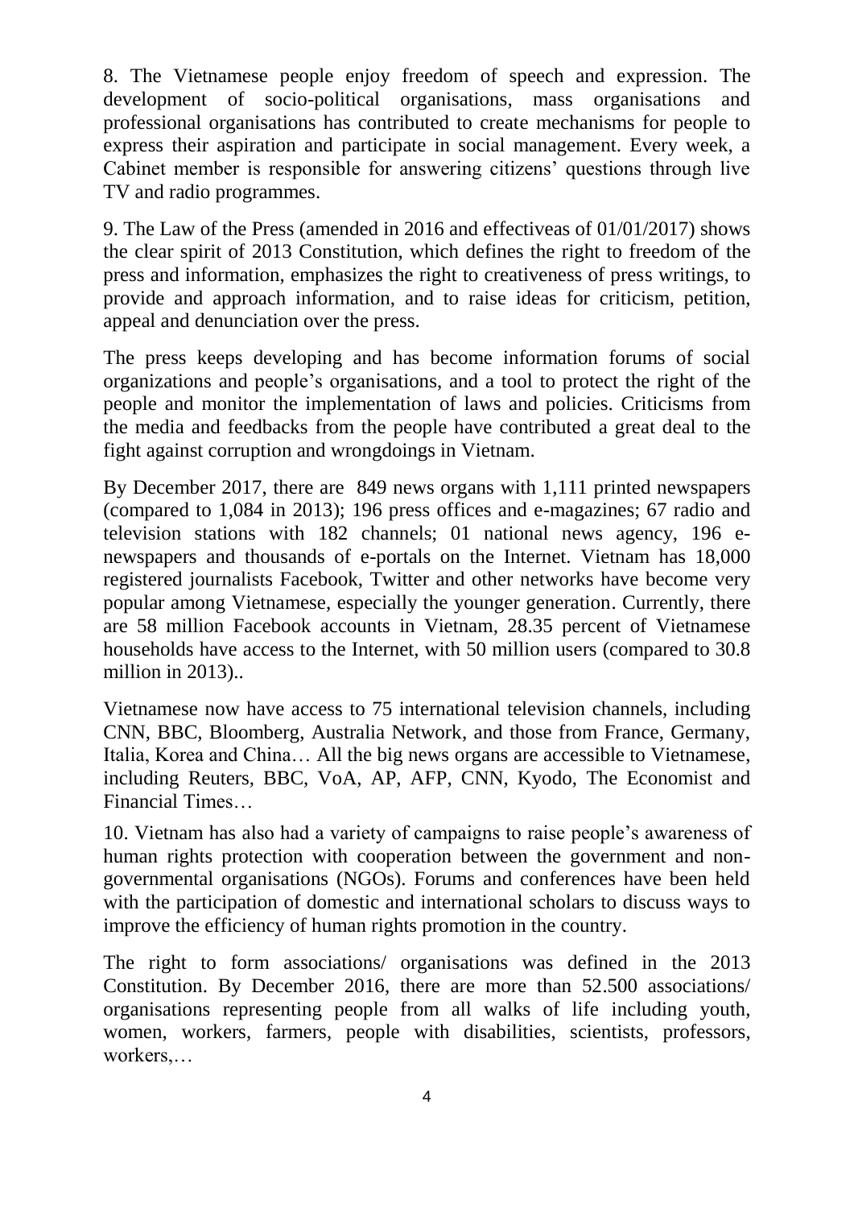8. The Vietnamese people enjoy freedom of speech and expression. The development of socio-political organisations, mass organisations and professional organisations has contributed to create mechanisms for people to express their aspiration and participate in social management. Every week, a Cabinet member is responsible for answering citizens' questions through live TV and radio programmes.

9. The Law of the Press (amended in 2016 and effectiveas of 01/01/2017) shows the clear spirit of 2013 Constitution, which defines the right to freedom of the press and information, emphasizes the right to creativeness of press writings, to provide and approach information, and to raise ideas for criticism, petition, appeal and denunciation over the press.

The press keeps developing and has become information forums of social organizations and people's organisations, and a tool to protect the right of the people and monitor the implementation of laws and policies. Criticisms from the media and feedbacks from the people have contributed a great deal to the fight against corruption and wrongdoings in Vietnam.

By December 2017, there are 849 news organs with 1,111 printed newspapers (compared to 1,084 in 2013); 196 press offices and e-magazines; 67 radio and television stations with 182 channels; 01 national news agency, 196 e-newspapers and thousands of e-portals on the Internet. Vietnam has 18,000 registered journalists Facebook, Twitter and other networks have become very popular among Vietnamese, especially the younger generation. Currently, there are 58 million Facebook accounts in Vietnam, 28.35 percent of Vietnamese households have access to the Internet, with 50 million users (compared to 30.8 million in 2013)..

Vietnamese now have access to 75 international television channels, including CNN, BBC, Bloomberg, Australia Network, and those from France, Germany, Italia, Korea and China… All the big news organs are accessible to Vietnamese, including Reuters, BBC, VoA, AP, AFP, CNN, Kyodo, The Economist and Financial Times…

10. Vietnam has also had a variety of campaigns to raise people's awareness of human rights protection with cooperation between the government and non-governmental organisations (NGOs). Forums and conferences have been held with the participation of domestic and international scholars to discuss ways to improve the efficiency of human rights promotion in the country.

The right to form associations/ organisations was defined in the 2013 Constitution. By December 2016, there are more than 52.500 associations/ organisations representing people from all walks of life including youth, women, workers, farmers, people with disabilities, scientists, professors, workers,…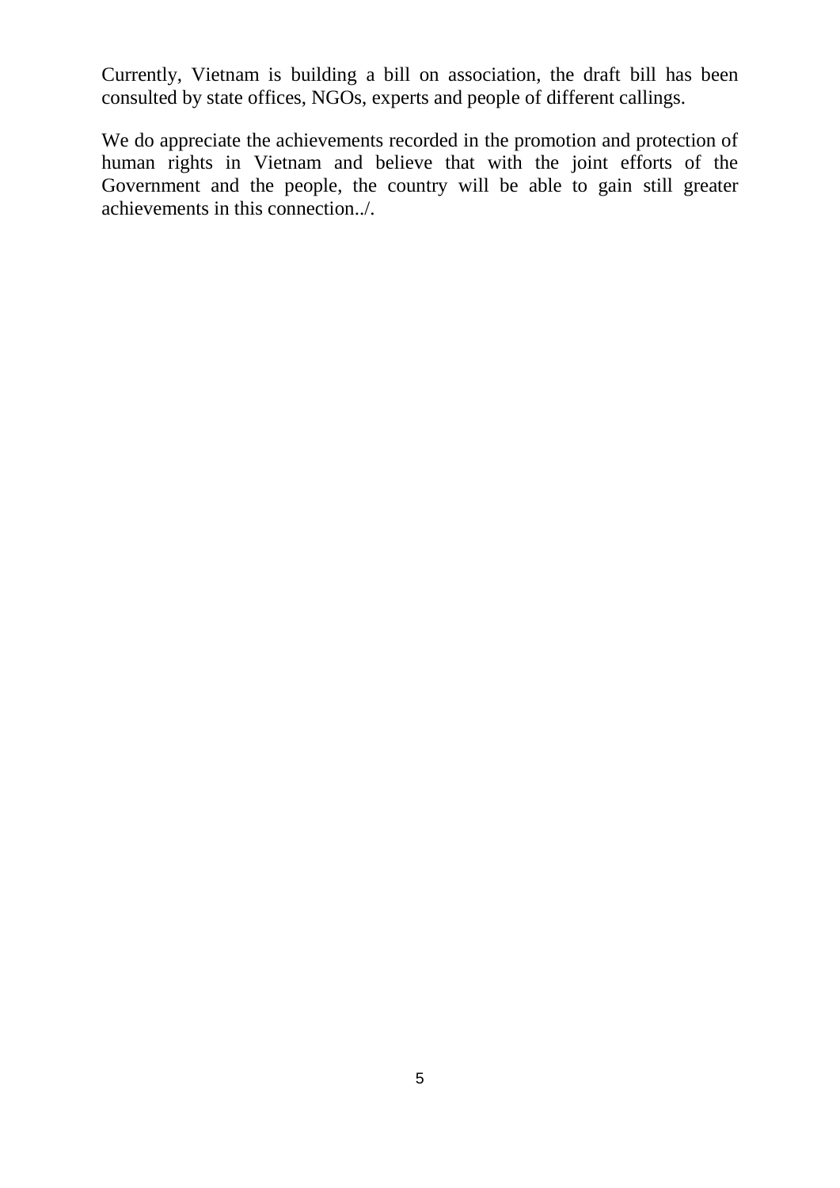Currently, Vietnam is building a bill on association, the draft bill has been consulted by state offices, NGOs, experts and people of different callings.

We do appreciate the achievements recorded in the promotion and protection of human rights in Vietnam and believe that with the joint efforts of the Government and the people, the country will be able to gain still greater achievements in this connection../.